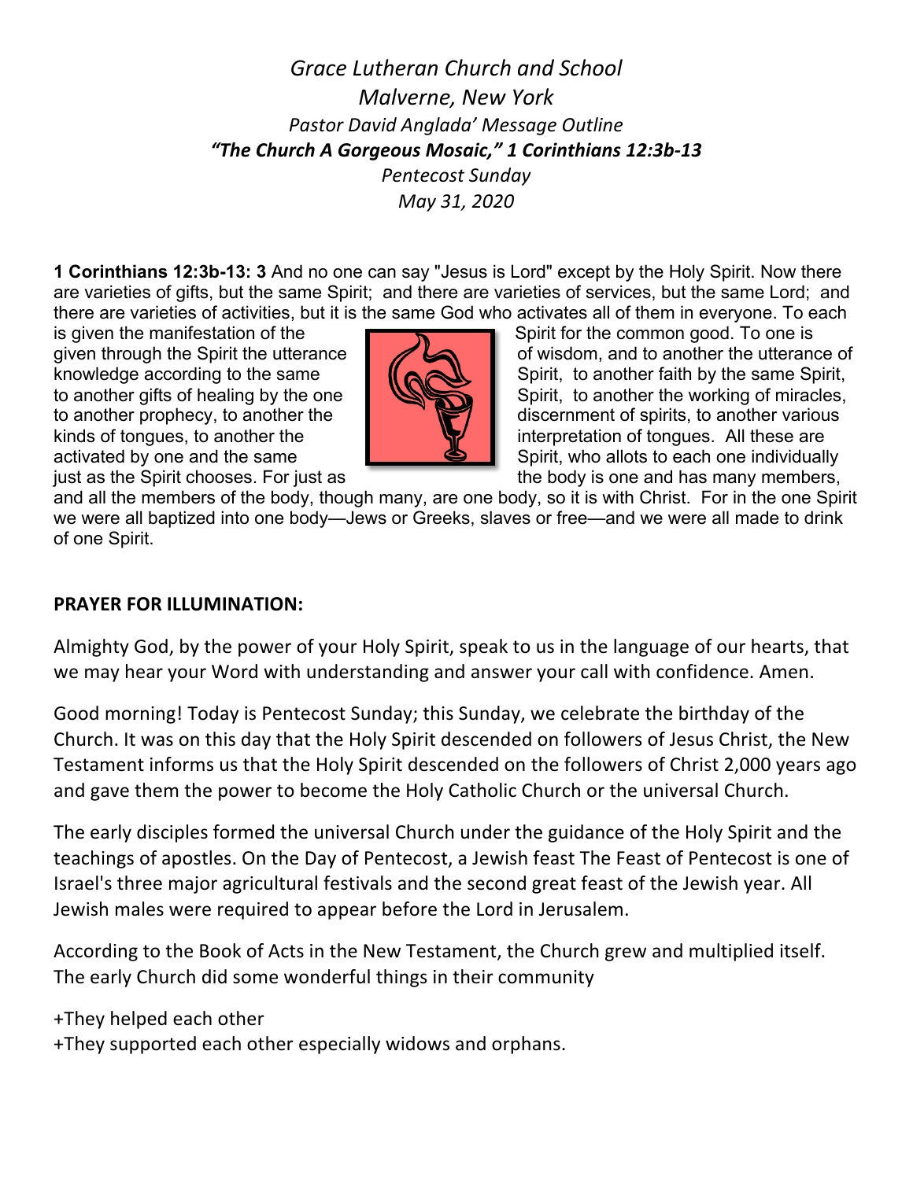*Grace Lutheran Church and School*
*Malverne, New York*
*Pastor David Anglada' Message Outline*
***"The Church A Gorgeous Mosaic," 1 Corinthians 12:3b-13***
*Pentecost Sunday*
*May 31, 2020*

**1 Corinthians 12:3b-13: 3** And no one can say "Jesus is Lord" except by the Holy Spirit. Now there are varieties of gifts, but the same Spirit; and there are varieties of services, but the same Lord; and there are varieties of activities, but it is the same God who activates all of them in everyone. To each is given the manifestation of the Spirit for the common good. To one is given through the Spirit the utterance of wisdom, and to another the utterance of knowledge according to the same Spirit, to another faith by the same Spirit, to another gifts of healing by the one Spirit, to another the working of miracles, to another prophecy, to another the discernment of spirits, to another various kinds of tongues, to another the interpretation of tongues. All these are activated by one and the same Spirit, who allots to each one individually just as the Spirit chooses. For just as the body is one and has many members, and all the members of the body, though many, are one body, so it is with Christ. For in the one Spirit we were all baptized into one body—Jews or Greeks, slaves or free—and we were all made to drink of one Spirit.

**PRAYER FOR ILLUMINATION:**

Almighty God, by the power of your Holy Spirit, speak to us in the language of our hearts, that we may hear your Word with understanding and answer your call with confidence. Amen.

Good morning! Today is Pentecost Sunday; this Sunday, we celebrate the birthday of the Church. It was on this day that the Holy Spirit descended on followers of Jesus Christ, the New Testament informs us that the Holy Spirit descended on the followers of Christ 2,000 years ago and gave them the power to become the Holy Catholic Church or the universal Church.

The early disciples formed the universal Church under the guidance of the Holy Spirit and the teachings of apostles. On the Day of Pentecost, a Jewish feast The Feast of Pentecost is one of Israel's three major agricultural festivals and the second great feast of the Jewish year. All Jewish males were required to appear before the Lord in Jerusalem.

According to the Book of Acts in the New Testament, the Church grew and multiplied itself. The early Church did some wonderful things in their community

+They helped each other
+They supported each other especially widows and orphans.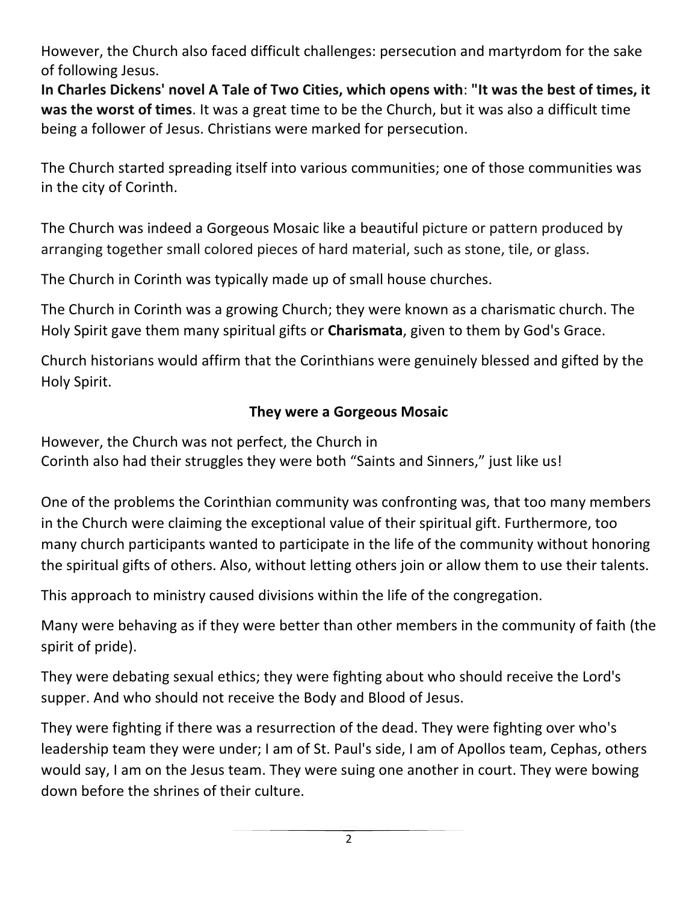However, the Church also faced difficult challenges: persecution and martyrdom for the sake of following Jesus.

**In Charles Dickens' novel A Tale of Two Cities, which opens with**: **"It was the best of times, it was the worst of times**. It was a great time to be the Church, but it was also a difficult time being a follower of Jesus. Christians were marked for persecution.

The Church started spreading itself into various communities; one of those communities was in the city of Corinth.

The Church was indeed a Gorgeous Mosaic like a beautiful picture or pattern produced by arranging together small colored pieces of hard material, such as stone, tile, or glass.

The Church in Corinth was typically made up of small house churches.

The Church in Corinth was a growing Church; they were known as a charismatic church. The Holy Spirit gave them many spiritual gifts or **Charismata**, given to them by God's Grace.

Church historians would affirm that the Corinthians were genuinely blessed and gifted by the Holy Spirit.

**They were a Gorgeous Mosaic**

However, the Church was not perfect, the Church in Corinth also had their struggles they were both "Saints and Sinners," just like us!

One of the problems the Corinthian community was confronting was, that too many members in the Church were claiming the exceptional value of their spiritual gift. Furthermore, too many church participants wanted to participate in the life of the community without honoring the spiritual gifts of others. Also, without letting others join or allow them to use their talents.

This approach to ministry caused divisions within the life of the congregation.

Many were behaving as if they were better than other members in the community of faith (the spirit of pride).

They were debating sexual ethics; they were fighting about who should receive the Lord's supper. And who should not receive the Body and Blood of Jesus.

They were fighting if there was a resurrection of the dead. They were fighting over who's leadership team they were under; I am of St. Paul's side, I am of Apollos team, Cephas, others would say, I am on the Jesus team. They were suing one another in court. They were bowing down before the shrines of their culture.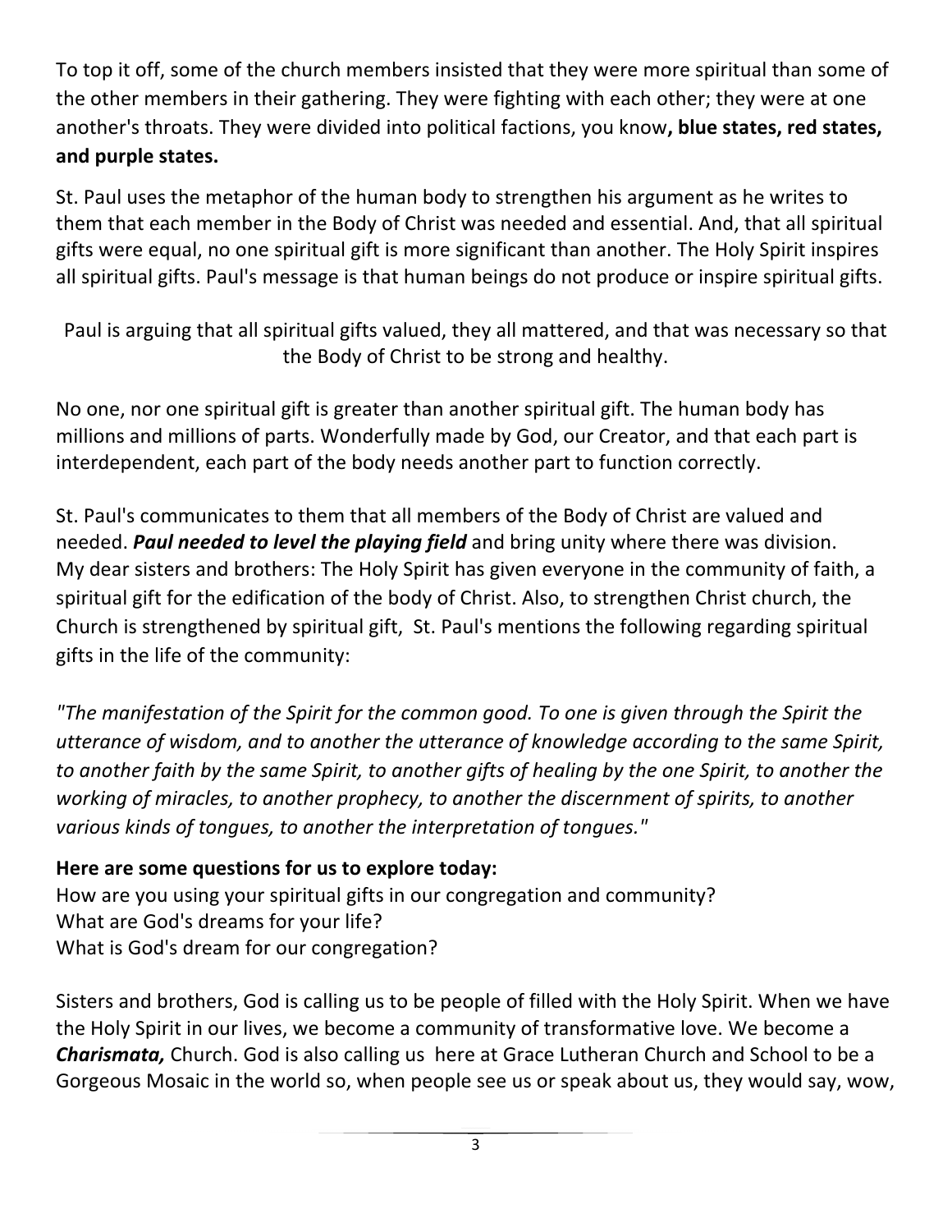To top it off, some of the church members insisted that they were more spiritual than some of the other members in their gathering. They were fighting with each other; they were at one another's throats. They were divided into political factions, you know**, blue states, red states, and purple states.**

St. Paul uses the metaphor of the human body to strengthen his argument as he writes to them that each member in the Body of Christ was needed and essential. And, that all spiritual gifts were equal, no one spiritual gift is more significant than another. The Holy Spirit inspires all spiritual gifts. Paul's message is that human beings do not produce or inspire spiritual gifts.

Paul is arguing that all spiritual gifts valued, they all mattered, and that was necessary so that the Body of Christ to be strong and healthy.

No one, nor one spiritual gift is greater than another spiritual gift. The human body has millions and millions of parts. Wonderfully made by God, our Creator, and that each part is interdependent, each part of the body needs another part to function correctly.

St. Paul's communicates to them that all members of the Body of Christ are valued and needed. ***Paul needed to level the playing field*** and bring unity where there was division. My dear sisters and brothers: The Holy Spirit has given everyone in the community of faith, a spiritual gift for the edification of the body of Christ. Also, to strengthen Christ church, the Church is strengthened by spiritual gift, St. Paul's mentions the following regarding spiritual gifts in the life of the community:

*"The manifestation of the Spirit for the common good. To one is given through the Spirit the utterance of wisdom, and to another the utterance of knowledge according to the same Spirit, to another faith by the same Spirit, to another gifts of healing by the one Spirit, to another the working of miracles, to another prophecy, to another the discernment of spirits, to another various kinds of tongues, to another the interpretation of tongues."*

**Here are some questions for us to explore today:**
How are you using your spiritual gifts in our congregation and community?
What are God's dreams for your life?
What is God's dream for our congregation?

Sisters and brothers, God is calling us to be people of filled with the Holy Spirit. When we have the Holy Spirit in our lives, we become a community of transformative love. We become a ***Charismata,*** Church. God is also calling us here at Grace Lutheran Church and School to be a Gorgeous Mosaic in the world so, when people see us or speak about us, they would say, wow,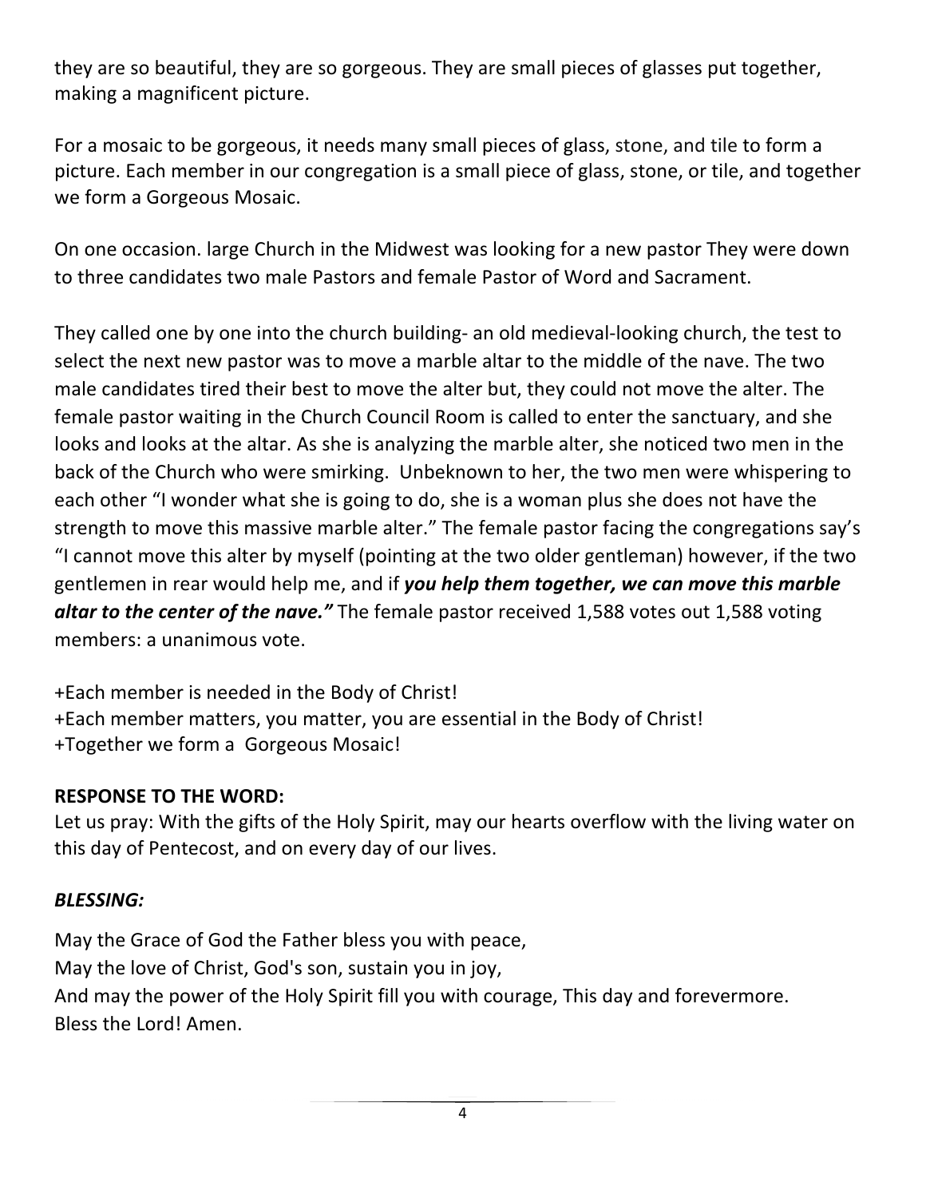they are so beautiful, they are so gorgeous. They are small pieces of glasses put together, making a magnificent picture.

For a mosaic to be gorgeous, it needs many small pieces of glass, stone, and tile to form a picture. Each member in our congregation is a small piece of glass, stone, or tile, and together we form a Gorgeous Mosaic.

On one occasion. large Church in the Midwest was looking for a new pastor They were down to three candidates two male Pastors and female Pastor of Word and Sacrament.

They called one by one into the church building- an old medieval-looking church, the test to select the next new pastor was to move a marble altar to the middle of the nave. The two male candidates tired their best to move the alter but, they could not move the alter. The female pastor waiting in the Church Council Room is called to enter the sanctuary, and she looks and looks at the altar. As she is analyzing the marble alter, she noticed two men in the back of the Church who were smirking. Unbeknown to her, the two men were whispering to each other "I wonder what she is going to do, she is a woman plus she does not have the strength to move this massive marble alter." The female pastor facing the congregations say's "I cannot move this alter by myself (pointing at the two older gentleman) however, if the two gentlemen in rear would help me, and if ***you help them together, we can move this marble altar to the center of the nave."*** The female pastor received 1,588 votes out 1,588 voting members: a unanimous vote.

+Each member is needed in the Body of Christ!
+Each member matters, you matter, you are essential in the Body of Christ!
+Together we form a Gorgeous Mosaic!

**RESPONSE TO THE WORD:**
Let us pray: With the gifts of the Holy Spirit, may our hearts overflow with the living water on this day of Pentecost, and on every day of our lives.

***BLESSING:***

May the Grace of God the Father bless you with peace,
May the love of Christ, God's son, sustain you in joy,
And may the power of the Holy Spirit fill you with courage, This day and forevermore.
Bless the Lord! Amen.